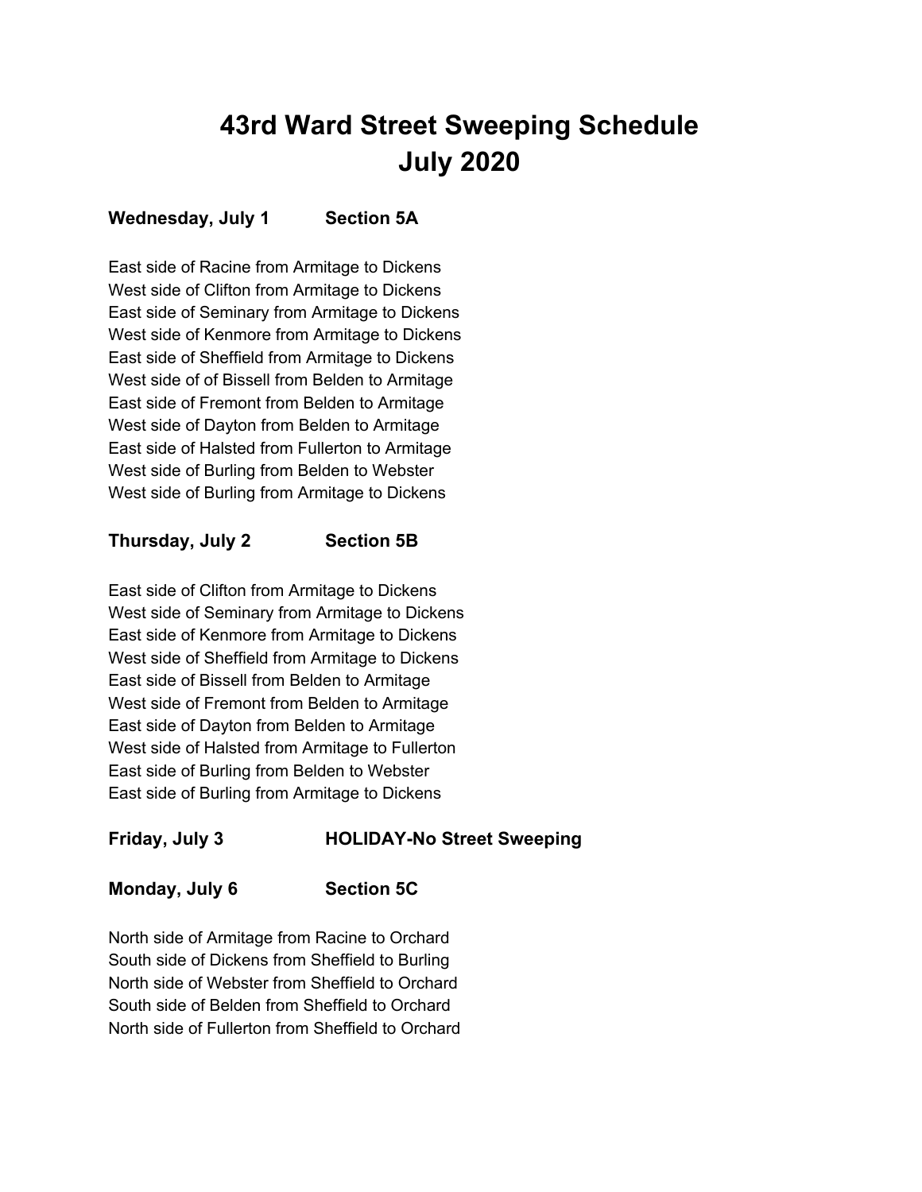# 43rd Ward Street Sweeping Schedule
# July 2020

**Wednesday, July 1 Section 5A**

East side of Racine from Armitage to Dickens
West side of Clifton from Armitage to Dickens
East side of Seminary from Armitage to Dickens
West side of Kenmore from Armitage to Dickens
East side of Sheffield from Armitage to Dickens
West side of of Bissell from Belden to Armitage
East side of Fremont from Belden to Armitage
West side of Dayton from Belden to Armitage
East side of Halsted from Fullerton to Armitage
West side of Burling from Belden to Webster
West side of Burling from Armitage to Dickens

**Thursday, July 2 Section 5B**

East side of Clifton from Armitage to Dickens
West side of Seminary from Armitage to Dickens
East side of Kenmore from Armitage to Dickens
West side of Sheffield from Armitage to Dickens
East side of Bissell from Belden to Armitage
West side of Fremont from Belden to Armitage
East side of Dayton from Belden to Armitage
West side of Halsted from Armitage to Fullerton
East side of Burling from Belden to Webster
East side of Burling from Armitage to Dickens

**Friday, July 3 HOLIDAY-No Street Sweeping**

**Monday, July 6 Section 5C**

North side of Armitage from Racine to Orchard
South side of Dickens from Sheffield to Burling
North side of Webster from Sheffield to Orchard
South side of Belden from Sheffield to Orchard
North side of Fullerton from Sheffield to Orchard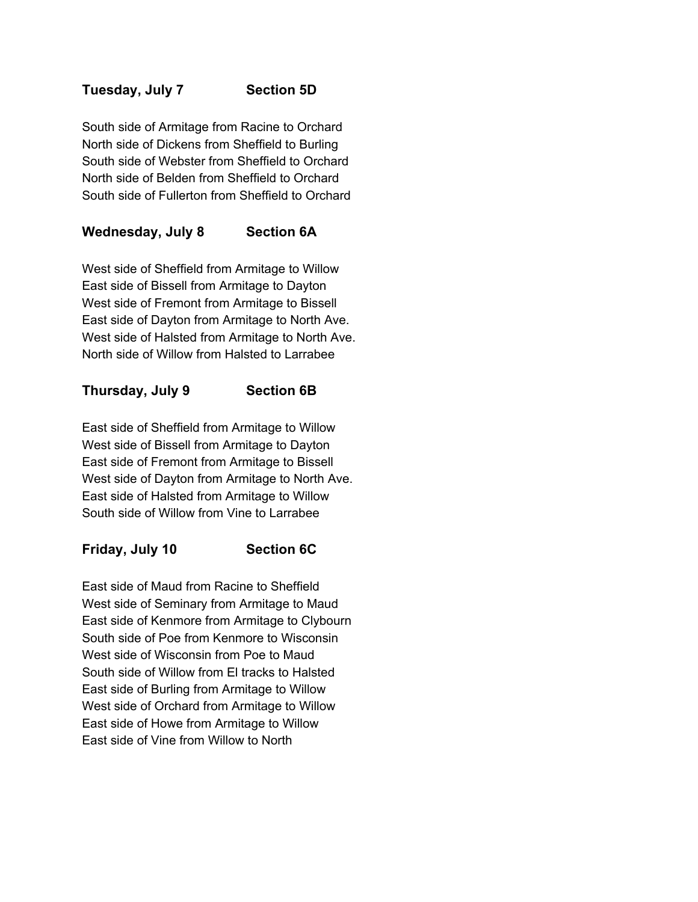**Tuesday, July 7 Section 5D**

South side of Armitage from Racine to Orchard
North side of Dickens from Sheffield to Burling
South side of Webster from Sheffield to Orchard
North side of Belden from Sheffield to Orchard
South side of Fullerton from Sheffield to Orchard

**Wednesday, July 8 Section 6A**

West side of Sheffield from Armitage to Willow
East side of Bissell from Armitage to Dayton
West side of Fremont from Armitage to Bissell
East side of Dayton from Armitage to North Ave.
West side of Halsted from Armitage to North Ave.
North side of Willow from Halsted to Larrabee

**Thursday, July 9 Section 6B**

East side of Sheffield from Armitage to Willow
West side of Bissell from Armitage to Dayton
East side of Fremont from Armitage to Bissell
West side of Dayton from Armitage to North Ave.
East side of Halsted from Armitage to Willow
South side of Willow from Vine to Larrabee

**Friday, July 10 Section 6C**

East side of Maud from Racine to Sheffield
West side of Seminary from Armitage to Maud
East side of Kenmore from Armitage to Clybourn
South side of Poe from Kenmore to Wisconsin
West side of Wisconsin from Poe to Maud
South side of Willow from El tracks to Halsted
East side of Burling from Armitage to Willow
West side of Orchard from Armitage to Willow
East side of Howe from Armitage to Willow
East side of Vine from Willow to North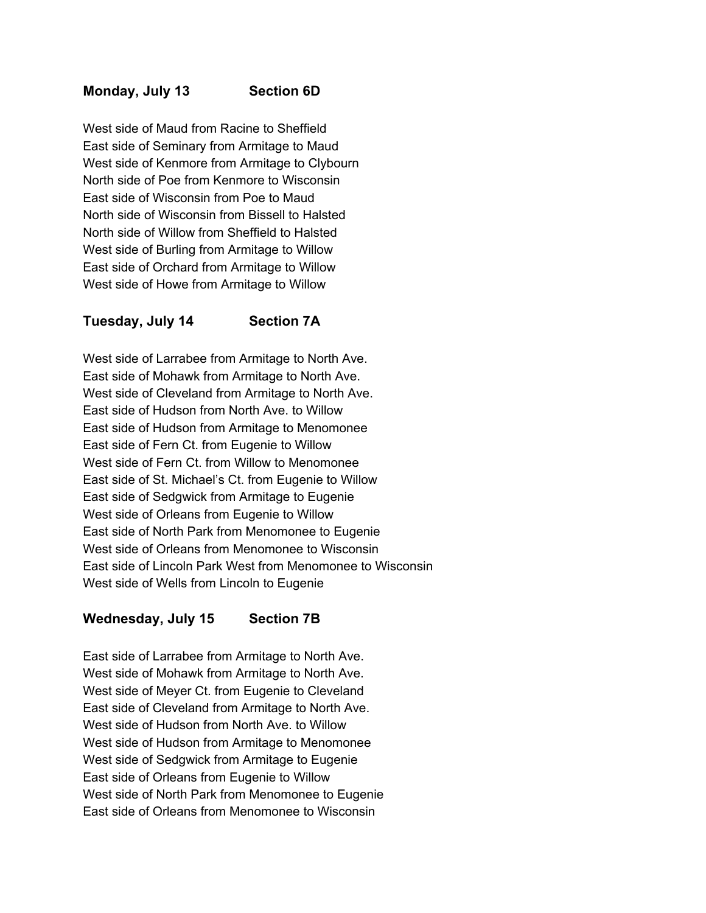**Monday, July 13 Section 6D**

West side of Maud from Racine to Sheffield
East side of Seminary from Armitage to Maud
West side of Kenmore from Armitage to Clybourn
North side of Poe from Kenmore to Wisconsin
East side of Wisconsin from Poe to Maud
North side of Wisconsin from Bissell to Halsted
North side of Willow from Sheffield to Halsted
West side of Burling from Armitage to Willow
East side of Orchard from Armitage to Willow
West side of Howe from Armitage to Willow

**Tuesday, July 14 Section 7A**

West side of Larrabee from Armitage to North Ave.
East side of Mohawk from Armitage to North Ave.
West side of Cleveland from Armitage to North Ave.
East side of Hudson from North Ave. to Willow
East side of Hudson from Armitage to Menomonee
East side of Fern Ct. from Eugenie to Willow
West side of Fern Ct. from Willow to Menomonee
East side of St. Michael's Ct. from Eugenie to Willow
East side of Sedgwick from Armitage to Eugenie
West side of Orleans from Eugenie to Willow
East side of North Park from Menomonee to Eugenie
West side of Orleans from Menomonee to Wisconsin
East side of Lincoln Park West from Menomonee to Wisconsin
West side of Wells from Lincoln to Eugenie

**Wednesday, July 15 Section 7B**

East side of Larrabee from Armitage to North Ave.
West side of Mohawk from Armitage to North Ave.
West side of Meyer Ct. from Eugenie to Cleveland
East side of Cleveland from Armitage to North Ave.
West side of Hudson from North Ave. to Willow
West side of Hudson from Armitage to Menomonee
West side of Sedgwick from Armitage to Eugenie
East side of Orleans from Eugenie to Willow
West side of North Park from Menomonee to Eugenie
East side of Orleans from Menomonee to Wisconsin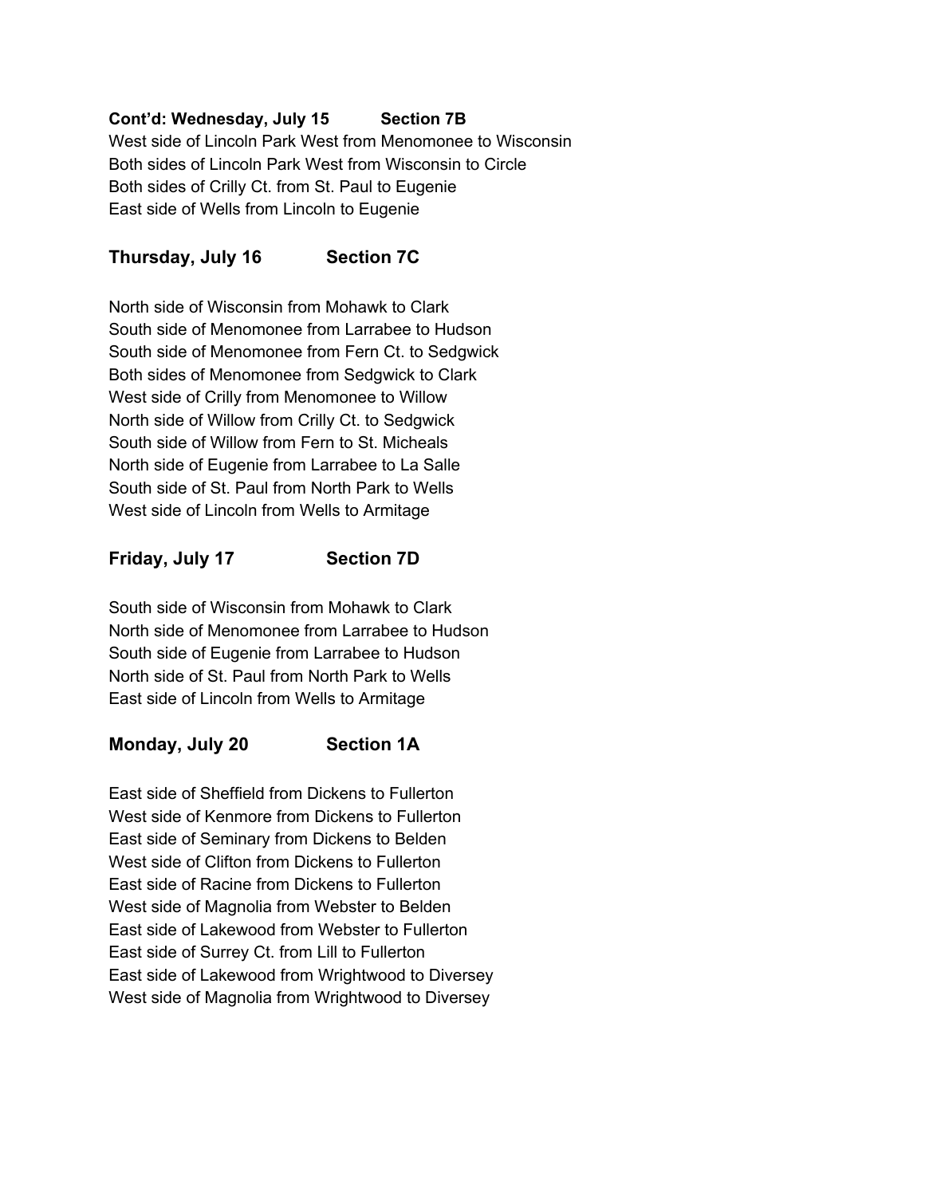**Cont'd: Wednesday, July 15 Section 7B**

West side of Lincoln Park West from Menomonee to Wisconsin
Both sides of Lincoln Park West from Wisconsin to Circle
Both sides of Crilly Ct. from St. Paul to Eugenie
East side of Wells from Lincoln to Eugenie

## Thursday, July 16 Section 7C

North side of Wisconsin from Mohawk to Clark
South side of Menomonee from Larrabee to Hudson
South side of Menomonee from Fern Ct. to Sedgwick
Both sides of Menomonee from Sedgwick to Clark
West side of Crilly from Menomonee to Willow
North side of Willow from Crilly Ct. to Sedgwick
South side of Willow from Fern to St. Micheals
North side of Eugenie from Larrabee to La Salle
South side of St. Paul from North Park to Wells
West side of Lincoln from Wells to Armitage

## Friday, July 17 Section 7D

South side of Wisconsin from Mohawk to Clark
North side of Menomonee from Larrabee to Hudson
South side of Eugenie from Larrabee to Hudson
North side of St. Paul from North Park to Wells
East side of Lincoln from Wells to Armitage

## Monday, July 20 Section 1A

East side of Sheffield from Dickens to Fullerton
West side of Kenmore from Dickens to Fullerton
East side of Seminary from Dickens to Belden
West side of Clifton from Dickens to Fullerton
East side of Racine from Dickens to Fullerton
West side of Magnolia from Webster to Belden
East side of Lakewood from Webster to Fullerton
East side of Surrey Ct. from Lill to Fullerton
East side of Lakewood from Wrightwood to Diversey
West side of Magnolia from Wrightwood to Diversey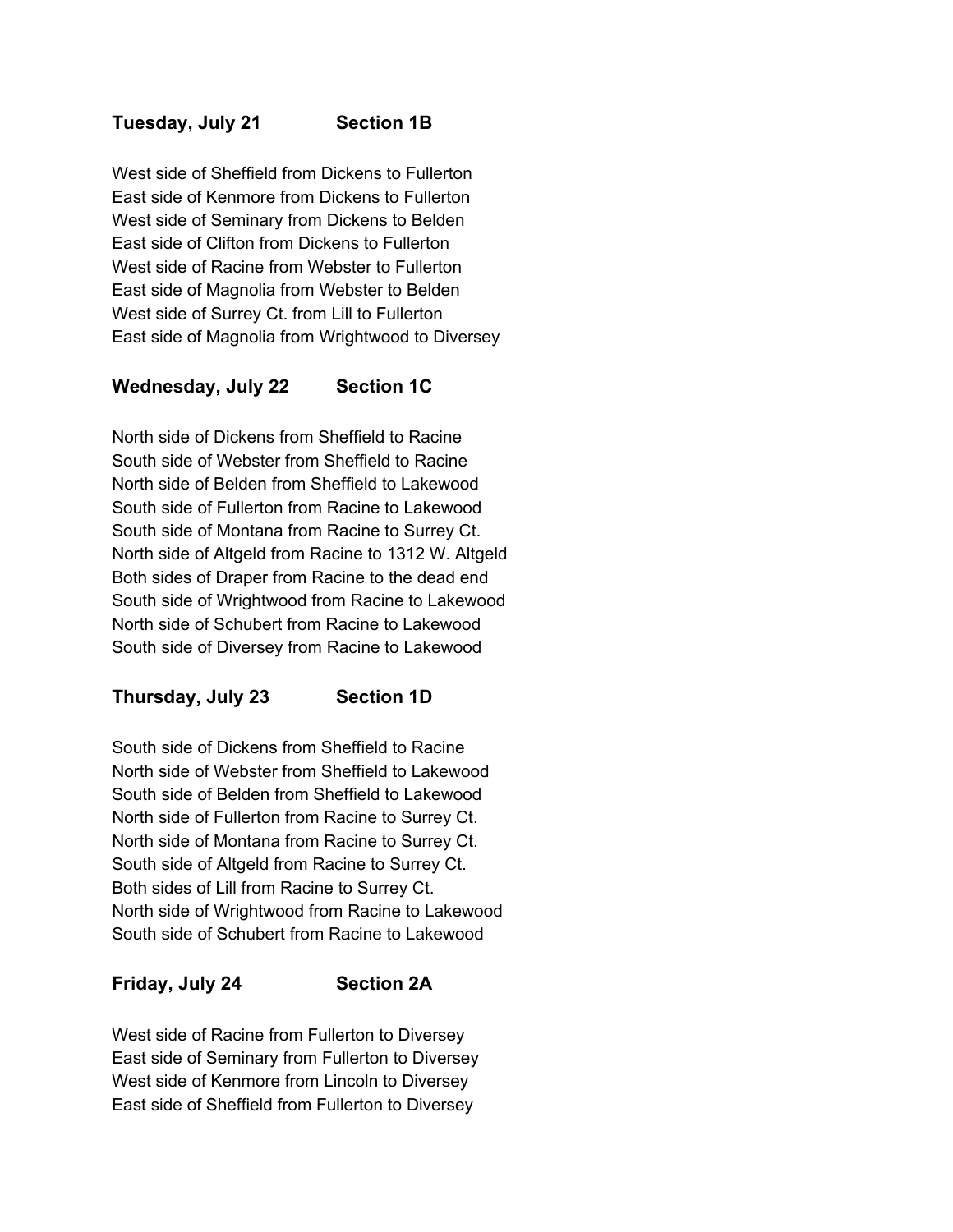**Tuesday, July 21 Section 1B**

West side of Sheffield from Dickens to Fullerton
East side of Kenmore from Dickens to Fullerton
West side of Seminary from Dickens to Belden
East side of Clifton from Dickens to Fullerton
West side of Racine from Webster to Fullerton
East side of Magnolia from Webster to Belden
West side of Surrey Ct. from Lill to Fullerton
East side of Magnolia from Wrightwood to Diversey

**Wednesday, July 22 Section 1C**

North side of Dickens from Sheffield to Racine
South side of Webster from Sheffield to Racine
North side of Belden from Sheffield to Lakewood
South side of Fullerton from Racine to Lakewood
South side of Montana from Racine to Surrey Ct.
North side of Altgeld from Racine to 1312 W. Altgeld
Both sides of Draper from Racine to the dead end
South side of Wrightwood from Racine to Lakewood
North side of Schubert from Racine to Lakewood
South side of Diversey from Racine to Lakewood

**Thursday, July 23 Section 1D**

South side of Dickens from Sheffield to Racine
North side of Webster from Sheffield to Lakewood
South side of Belden from Sheffield to Lakewood
North side of Fullerton from Racine to Surrey Ct.
North side of Montana from Racine to Surrey Ct.
South side of Altgeld from Racine to Surrey Ct.
Both sides of Lill from Racine to Surrey Ct.
North side of Wrightwood from Racine to Lakewood
South side of Schubert from Racine to Lakewood

**Friday, July 24 Section 2A**

West side of Racine from Fullerton to Diversey
East side of Seminary from Fullerton to Diversey
West side of Kenmore from Lincoln to Diversey
East side of Sheffield from Fullerton to Diversey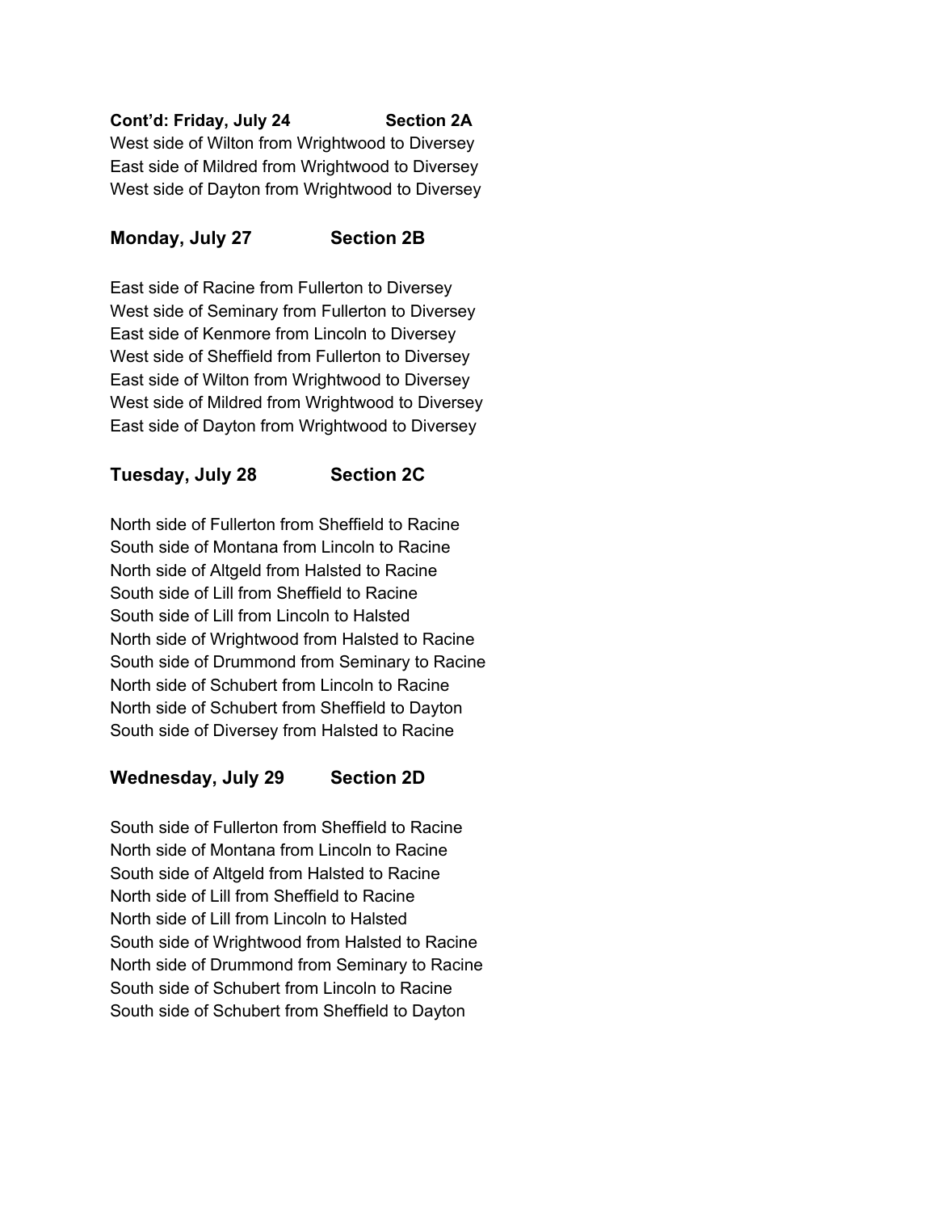**Cont'd: Friday, July 24 Section 2A**

West side of Wilton from Wrightwood to Diversey
East side of Mildred from Wrightwood to Diversey
West side of Dayton from Wrightwood to Diversey

## Monday, July 27 Section 2B

East side of Racine from Fullerton to Diversey
West side of Seminary from Fullerton to Diversey
East side of Kenmore from Lincoln to Diversey
West side of Sheffield from Fullerton to Diversey
East side of Wilton from Wrightwood to Diversey
West side of Mildred from Wrightwood to Diversey
East side of Dayton from Wrightwood to Diversey

## Tuesday, July 28 Section 2C

North side of Fullerton from Sheffield to Racine
South side of Montana from Lincoln to Racine
North side of Altgeld from Halsted to Racine
South side of Lill from Sheffield to Racine
South side of Lill from Lincoln to Halsted
North side of Wrightwood from Halsted to Racine
South side of Drummond from Seminary to Racine
North side of Schubert from Lincoln to Racine
North side of Schubert from Sheffield to Dayton
South side of Diversey from Halsted to Racine

## Wednesday, July 29 Section 2D

South side of Fullerton from Sheffield to Racine
North side of Montana from Lincoln to Racine
South side of Altgeld from Halsted to Racine
North side of Lill from Sheffield to Racine
North side of Lill from Lincoln to Halsted
South side of Wrightwood from Halsted to Racine
North side of Drummond from Seminary to Racine
South side of Schubert from Lincoln to Racine
South side of Schubert from Sheffield to Dayton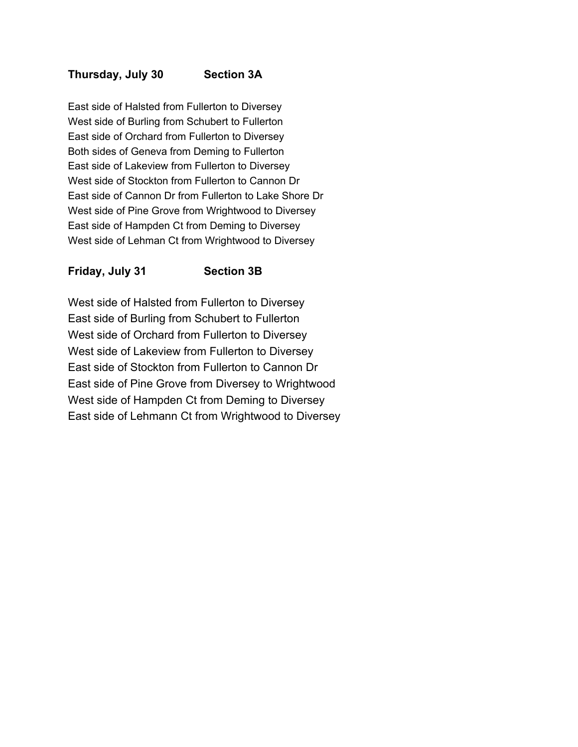**Thursday, July 30 Section 3A**

East side of Halsted from Fullerton to Diversey
West side of Burling from Schubert to Fullerton
East side of Orchard from Fullerton to Diversey
Both sides of Geneva from Deming to Fullerton
East side of Lakeview from Fullerton to Diversey
West side of Stockton from Fullerton to Cannon Dr
East side of Cannon Dr from Fullerton to Lake Shore Dr
West side of Pine Grove from Wrightwood to Diversey
East side of Hampden Ct from Deming to Diversey
West side of Lehman Ct from Wrightwood to Diversey

**Friday, July 31 Section 3B**

West side of Halsted from Fullerton to Diversey
East side of Burling from Schubert to Fullerton
West side of Orchard from Fullerton to Diversey
West side of Lakeview from Fullerton to Diversey
East side of Stockton from Fullerton to Cannon Dr
East side of Pine Grove from Diversey to Wrightwood
West side of Hampden Ct from Deming to Diversey
East side of Lehmann Ct from Wrightwood to Diversey